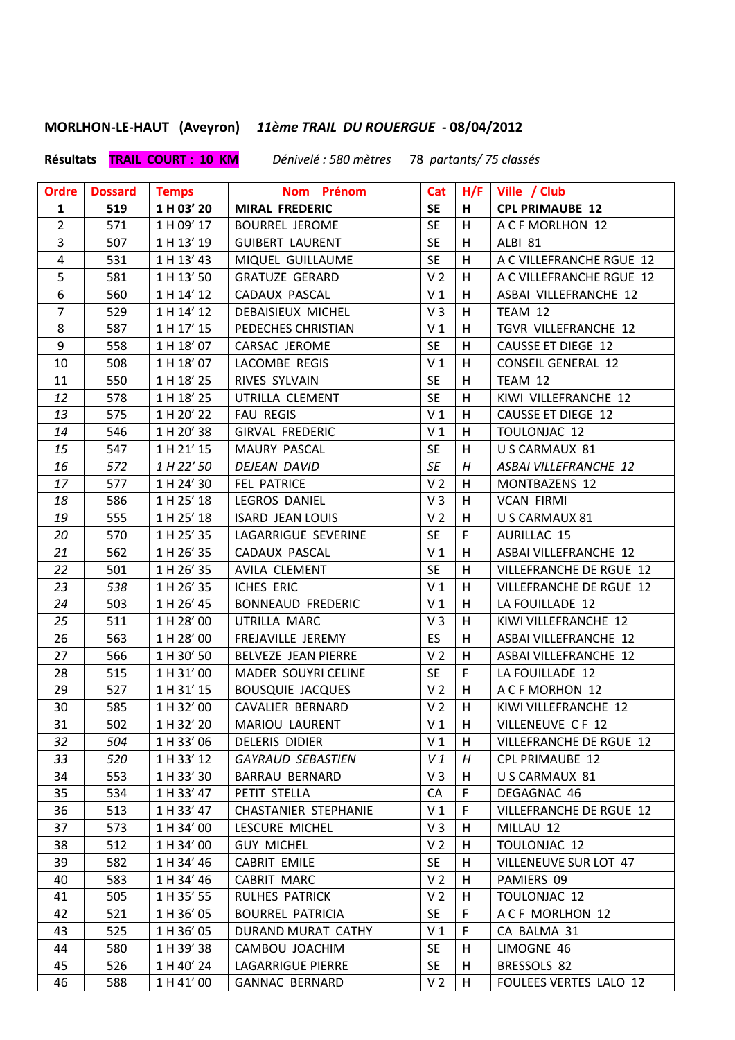**MORLHON-LE-HAUT (Aveyron)** ***11ème TRAIL DU ROUERGUE*** **- 08/04/2012**

**Résultats** **TRAIL COURT : 10 KM** *Dénivelé : 580 mètres* 78 *partants/ 75 classés*

| Ordre | Dossard | Temps | Nom Prénom | Cat | H/F | Ville / Club |
|---|---|---|---|---|---|---|
| **1** | **519** | **1 H 03' 20** | **MIRAL FREDERIC** | **SE** | **H** | **CPL PRIMAUBE 12** |
| 2 | 571 | 1 H 09' 17 | BOURREL JEROME | SE | H | A C F MORLHON 12 |
| 3 | 507 | 1 H 13' 19 | GUIBERT LAURENT | SE | H | ALBI 81 |
| 4 | 531 | 1 H 13' 43 | MIQUEL GUILLAUME | SE | H | A C VILLEFRANCHE RGUE 12 |
| 5 | 581 | 1 H 13' 50 | GRATUZE GERARD | V 2 | H | A C VILLEFRANCHE RGUE 12 |
| 6 | 560 | 1 H 14' 12 | CADAUX PASCAL | V 1 | H | ASBAI VILLEFRANCHE 12 |
| 7 | 529 | 1 H 14' 12 | DEBAISIEUX MICHEL | V 3 | H | TEAM 12 |
| 8 | 587 | 1 H 17' 15 | PEDECHES CHRISTIAN | V 1 | H | TGVR VILLEFRANCHE 12 |
| 9 | 558 | 1 H 18' 07 | CARSAC JEROME | SE | H | CAUSSE ET DIEGE 12 |
| 10 | 508 | 1 H 18' 07 | LACOMBE REGIS | V 1 | H | CONSEIL GENERAL 12 |
| 11 | 550 | 1 H 18' 25 | RIVES SYLVAIN | SE | H | TEAM 12 |
| *12* | 578 | 1 H 18' 25 | UTRILLA CLEMENT | SE | H | KIWI VILLEFRANCHE 12 |
| *13* | 575 | 1 H 20' 22 | FAU REGIS | V 1 | H | CAUSSE ET DIEGE 12 |
| *14* | 546 | 1 H 20' 38 | GIRVAL FREDERIC | V 1 | H | TOULONJAC 12 |
| *15* | 547 | 1 H 21' 15 | MAURY PASCAL | SE | H | U S CARMAUX 81 |
| *16* | *572* | *1 H 22' 50* | *DEJEAN DAVID* | *SE* | *H* | *ASBAI VILLEFRANCHE 12* |
| *17* | 577 | 1 H 24' 30 | FEL PATRICE | V 2 | H | MONTBAZENS 12 |
| *18* | 586 | 1 H 25' 18 | LEGROS DANIEL | V 3 | H | VCAN FIRMI |
| *19* | 555 | 1 H 25' 18 | ISARD JEAN LOUIS | V 2 | H | U S CARMAUX 81 |
| *20* | 570 | 1 H 25' 35 | LAGARRIGUE SEVERINE | SE | F | AURILLAC 15 |
| *21* | 562 | 1 H 26' 35 | CADAUX PASCAL | V 1 | H | ASBAI VILLEFRANCHE 12 |
| *22* | 501 | 1 H 26' 35 | AVILA CLEMENT | SE | H | VILLEFRANCHE DE RGUE 12 |
| *23* | *538* | 1 H 26' 35 | ICHES ERIC | V 1 | H | VILLEFRANCHE DE RGUE 12 |
| *24* | 503 | 1 H 26' 45 | BONNEAUD FREDERIC | V 1 | H | LA FOUILLADE 12 |
| *25* | 511 | 1 H 28' 00 | UTRILLA MARC | V 3 | H | KIWI VILLEFRANCHE 12 |
| 26 | 563 | 1 H 28' 00 | FREJAVILLE JEREMY | ES | H | ASBAI VILLEFRANCHE 12 |
| 27 | 566 | 1 H 30' 50 | BELVEZE JEAN PIERRE | V 2 | H | ASBAI VILLEFRANCHE 12 |
| 28 | 515 | 1 H 31' 00 | MADER SOUYRI CELINE | SE | F | LA FOUILLADE 12 |
| 29 | 527 | 1 H 31' 15 | BOUSQUIE JACQUES | V 2 | H | A C F MORHON 12 |
| 30 | 585 | 1 H 32' 00 | CAVALIER BERNARD | V 2 | H | KIWI VILLEFRANCHE 12 |
| 31 | 502 | 1 H 32' 20 | MARIOU LAURENT | V 1 | H | VILLENEUVE C F 12 |
| *32* | *504* | 1 H 33' 06 | DELERIS DIDIER | V 1 | H | VILLEFRANCHE DE RGUE 12 |
| *33* | *520* | 1 H 33' 12 | *GAYRAUD SEBASTIEN* | *V 1* | *H* | CPL PRIMAUBE 12 |
| 34 | 553 | 1 H 33' 30 | BARRAU BERNARD | V 3 | H | U S CARMAUX 81 |
| 35 | 534 | 1 H 33' 47 | PETIT STELLA | CA | F | DEGAGNAC 46 |
| 36 | 513 | 1 H 33' 47 | CHASTANIER STEPHANIE | V 1 | F | VILLEFRANCHE DE RGUE 12 |
| 37 | 573 | 1 H 34' 00 | LESCURE MICHEL | V 3 | H | MILLAU 12 |
| 38 | 512 | 1 H 34' 00 | GUY MICHEL | V 2 | H | TOULONJAC 12 |
| 39 | 582 | 1 H 34' 46 | CABRIT EMILE | SE | H | VILLENEUVE SUR LOT 47 |
| 40 | 583 | 1 H 34' 46 | CABRIT MARC | V 2 | H | PAMIERS 09 |
| 41 | 505 | 1 H 35' 55 | RULHES PATRICK | V 2 | H | TOULONJAC 12 |
| 42 | 521 | 1 H 36' 05 | BOURREL PATRICIA | SE | F | A C F MORLHON 12 |
| 43 | 525 | 1 H 36' 05 | DURAND MURAT CATHY | V 1 | F | CA BALMA 31 |
| 44 | 580 | 1 H 39' 38 | CAMBOU JOACHIM | SE | H | LIMOGNE 46 |
| 45 | 526 | 1 H 40' 24 | LAGARRIGUE PIERRE | SE | H | BRESSOLS 82 |
| 46 | 588 | 1 H 41' 00 | GANNAC BERNARD | V 2 | H | FOULEES VERTES LALO 12 |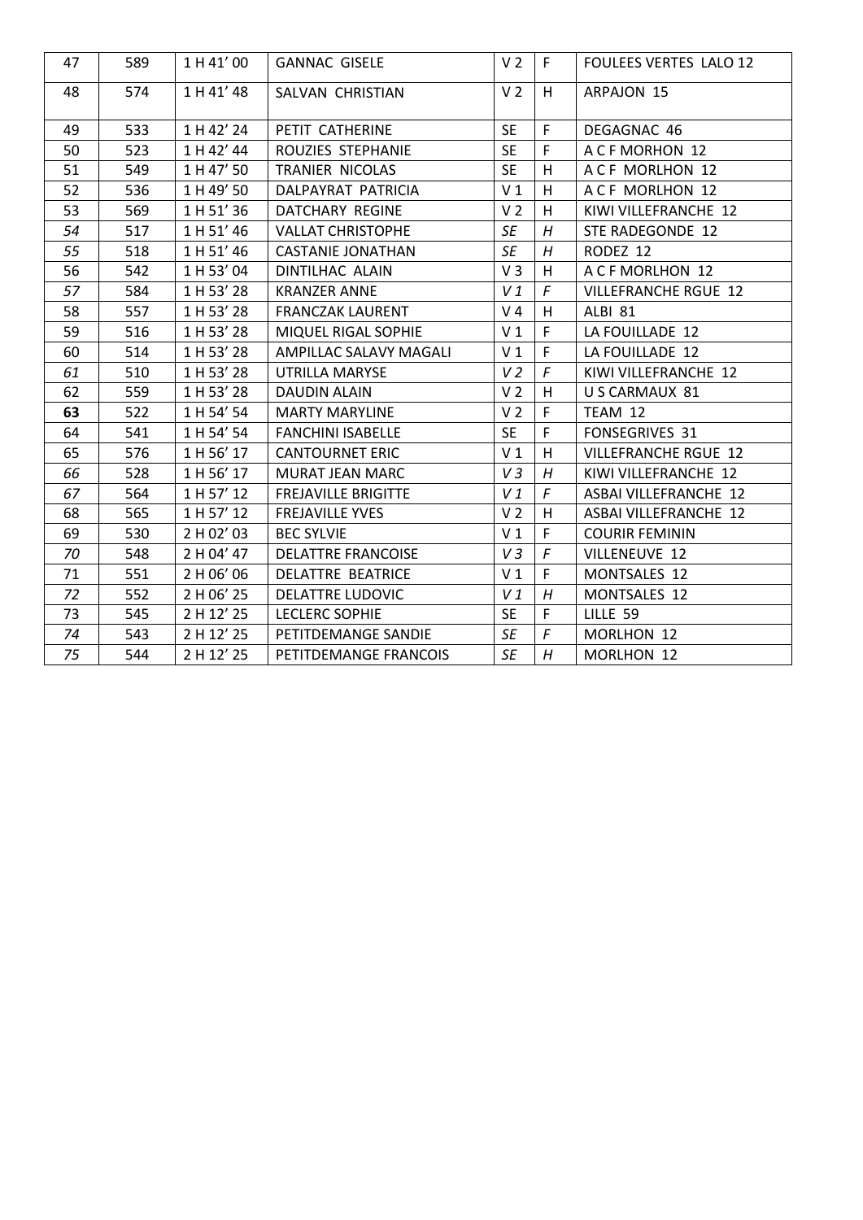| 47 | 589 | 1 H 41' 00 | GANNAC GISELE | V 2 | F | FOULEES VERTES LALO 12 |
|---|---|---|---|---|---|---|
| 48 | 574 | 1 H 41' 48 | SALVAN CHRISTIAN | V 2 | H | ARPAJON 15 |
| 49 | 533 | 1 H 42' 24 | PETIT CATHERINE | SE | F | DEGAGNAC 46 |
| 50 | 523 | 1 H 42' 44 | ROUZIES STEPHANIE | SE | F | A C F MORHON 12 |
| 51 | 549 | 1 H 47' 50 | TRANIER NICOLAS | SE | H | A C F MORLHON 12 |
| 52 | 536 | 1 H 49' 50 | DALPAYRAT PATRICIA | V 1 | H | A C F MORLHON 12 |
| 53 | 569 | 1 H 51' 36 | DATCHARY REGINE | V 2 | H | KIWI VILLEFRANCHE 12 |
| *54* | 517 | 1 H 51' 46 | VALLAT CHRISTOPHE | *SE* | *H* | STE RADEGONDE 12 |
| *55* | 518 | 1 H 51' 46 | CASTANIE JONATHAN | *SE* | *H* | RODEZ 12 |
| 56 | 542 | 1 H 53' 04 | DINTILHAC ALAIN | V 3 | H | A C F MORLHON 12 |
| *57* | 584 | 1 H 53' 28 | KRANZER ANNE | *V 1* | *F* | VILLEFRANCHE RGUE 12 |
| 58 | 557 | 1 H 53' 28 | FRANCZAK LAURENT | V 4 | H | ALBI 81 |
| 59 | 516 | 1 H 53' 28 | MIQUEL RIGAL SOPHIE | V 1 | F | LA FOUILLADE 12 |
| 60 | 514 | 1 H 53' 28 | AMPILLAC SALAVY MAGALI | V 1 | F | LA FOUILLADE 12 |
| *61* | 510 | 1 H 53' 28 | UTRILLA MARYSE | *V 2* | *F* | KIWI VILLEFRANCHE 12 |
| 62 | 559 | 1 H 53' 28 | DAUDIN ALAIN | V 2 | H | U S CARMAUX 81 |
| **63** | 522 | 1 H 54' 54 | MARTY MARYLINE | V 2 | F | TEAM 12 |
| 64 | 541 | 1 H 54' 54 | FANCHINI ISABELLE | SE | F | FONSEGRIVES 31 |
| 65 | 576 | 1 H 56' 17 | CANTOURNET ERIC | V 1 | H | VILLEFRANCHE RGUE 12 |
| *66* | 528 | 1 H 56' 17 | MURAT JEAN MARC | *V 3* | *H* | KIWI VILLEFRANCHE 12 |
| *67* | 564 | 1 H 57' 12 | FREJAVILLE BRIGITTE | *V 1* | *F* | ASBAI VILLEFRANCHE 12 |
| 68 | 565 | 1 H 57' 12 | FREJAVILLE YVES | V 2 | H | ASBAI VILLEFRANCHE 12 |
| 69 | 530 | 2 H 02' 03 | BEC SYLVIE | V 1 | F | COURIR FEMININ |
| *70* | 548 | 2 H 04' 47 | DELATTRE FRANCOISE | *V 3* | *F* | VILLENEUVE 12 |
| 71 | 551 | 2 H 06' 06 | DELATTRE BEATRICE | V 1 | F | MONTSALES 12 |
| *72* | 552 | 2 H 06' 25 | DELATTRE LUDOVIC | *V 1* | *H* | MONTSALES 12 |
| 73 | 545 | 2 H 12' 25 | LECLERC SOPHIE | SE | F | LILLE 59 |
| *74* | 543 | 2 H 12' 25 | PETITDEMANGE SANDIE | *SE* | *F* | MORLHON 12 |
| *75* | 544 | 2 H 12' 25 | PETITDEMANGE FRANCOIS | *SE* | *H* | MORLHON 12 |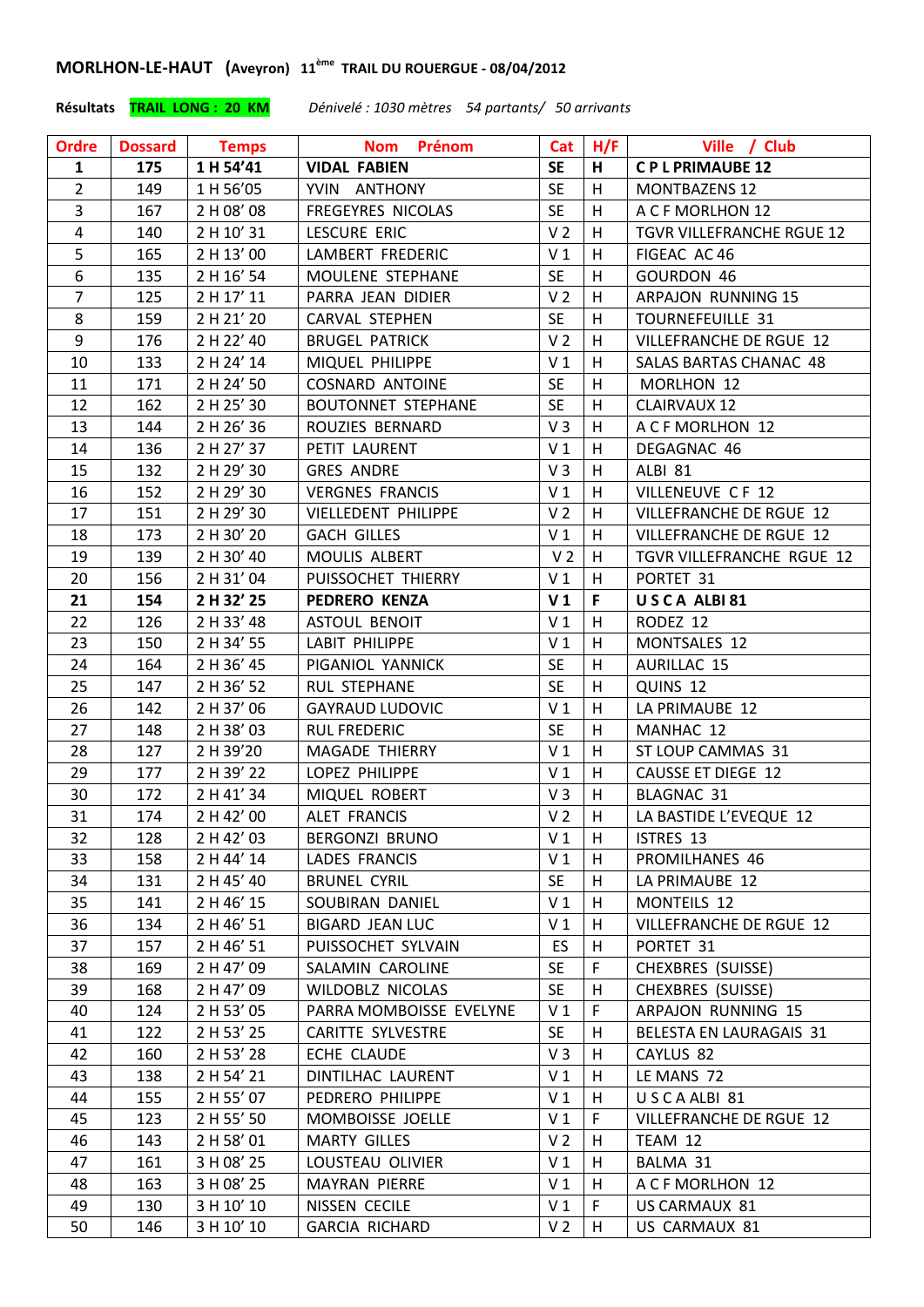## MORLHON-LE-HAUT (Aveyron) 11ème TRAIL DU ROUERGUE - 08/04/2012

**Résultats** **TRAIL LONG : 20 KM** *Dénivelé : 1030 mètres 54 partants/ 50 arrivants*

| Ordre | Dossard | Temps | Nom Prénom | Cat | H/F | Ville / Club |
|---|---|---|---|---|---|---|
| **1** | **175** | **1 H 54'41** | **VIDAL FABIEN** | **SE** | **H** | **C P L PRIMAUBE 12** |
| 2 | 149 | 1 H 56'05 | YVIN ANTHONY | SE | H | MONTBAZENS 12 |
| 3 | 167 | 2 H 08' 08 | FREGEYRES NICOLAS | SE | H | A C F MORLHON 12 |
| 4 | 140 | 2 H 10' 31 | LESCURE ERIC | V 2 | H | TGVR VILLEFRANCHE RGUE 12 |
| 5 | 165 | 2 H 13' 00 | LAMBERT FREDERIC | V 1 | H | FIGEAC AC 46 |
| 6 | 135 | 2 H 16' 54 | MOULENE STEPHANE | SE | H | GOURDON 46 |
| 7 | 125 | 2 H 17' 11 | PARRA JEAN DIDIER | V 2 | H | ARPAJON RUNNING 15 |
| 8 | 159 | 2 H 21' 20 | CARVAL STEPHEN | SE | H | TOURNEFEUILLE 31 |
| 9 | 176 | 2 H 22' 40 | BRUGEL PATRICK | V 2 | H | VILLEFRANCHE DE RGUE 12 |
| 10 | 133 | 2 H 24' 14 | MIQUEL PHILIPPE | V 1 | H | SALAS BARTAS CHANAC 48 |
| 11 | 171 | 2 H 24' 50 | COSNARD ANTOINE | SE | H | MORLHON 12 |
| 12 | 162 | 2 H 25' 30 | BOUTONNET STEPHANE | SE | H | CLAIRVAUX 12 |
| 13 | 144 | 2 H 26' 36 | ROUZIES BERNARD | V 3 | H | A C F MORLHON 12 |
| 14 | 136 | 2 H 27' 37 | PETIT LAURENT | V 1 | H | DEGAGNAC 46 |
| 15 | 132 | 2 H 29' 30 | GRES ANDRE | V 3 | H | ALBI 81 |
| 16 | 152 | 2 H 29' 30 | VERGNES FRANCIS | V 1 | H | VILLENEUVE C F 12 |
| 17 | 151 | 2 H 29' 30 | VIELLEDENT PHILIPPE | V 2 | H | VILLEFRANCHE DE RGUE 12 |
| 18 | 173 | 2 H 30' 20 | GACH GILLES | V 1 | H | VILLEFRANCHE DE RGUE 12 |
| 19 | 139 | 2 H 30' 40 | MOULIS ALBERT | V 2 | H | TGVR VILLEFRANCHE RGUE 12 |
| 20 | 156 | 2 H 31' 04 | PUISSOCHET THIERRY | V 1 | H | PORTET 31 |
| **21** | **154** | **2 H 32' 25** | **PEDRERO KENZA** | **V 1** | **F** | **U S C A ALBI 81** |
| 22 | 126 | 2 H 33' 48 | ASTOUL BENOIT | V 1 | H | RODEZ 12 |
| 23 | 150 | 2 H 34' 55 | LABIT PHILIPPE | V 1 | H | MONTSALES 12 |
| 24 | 164 | 2 H 36' 45 | PIGANIOL YANNICK | SE | H | AURILLAC 15 |
| 25 | 147 | 2 H 36' 52 | RUL STEPHANE | SE | H | QUINS 12 |
| 26 | 142 | 2 H 37' 06 | GAYRAUD LUDOVIC | V 1 | H | LA PRIMAUBE 12 |
| 27 | 148 | 2 H 38' 03 | RUL FREDERIC | SE | H | MANHAC 12 |
| 28 | 127 | 2 H 39'20 | MAGADE THIERRY | V 1 | H | ST LOUP CAMMAS 31 |
| 29 | 177 | 2 H 39' 22 | LOPEZ PHILIPPE | V 1 | H | CAUSSE ET DIEGE 12 |
| 30 | 172 | 2 H 41' 34 | MIQUEL ROBERT | V 3 | H | BLAGNAC 31 |
| 31 | 174 | 2 H 42' 00 | ALET FRANCIS | V 2 | H | LA BASTIDE L'EVEQUE 12 |
| 32 | 128 | 2 H 42' 03 | BERGONZI BRUNO | V 1 | H | ISTRES 13 |
| 33 | 158 | 2 H 44' 14 | LADES FRANCIS | V 1 | H | PROMILHANES 46 |
| 34 | 131 | 2 H 45' 40 | BRUNEL CYRIL | SE | H | LA PRIMAUBE 12 |
| 35 | 141 | 2 H 46' 15 | SOUBIRAN DANIEL | V 1 | H | MONTEILS 12 |
| 36 | 134 | 2 H 46' 51 | BIGARD JEAN LUC | V 1 | H | VILLEFRANCHE DE RGUE 12 |
| 37 | 157 | 2 H 46' 51 | PUISSOCHET SYLVAIN | ES | H | PORTET 31 |
| 38 | 169 | 2 H 47' 09 | SALAMIN CAROLINE | SE | F | CHEXBRES (SUISSE) |
| 39 | 168 | 2 H 47' 09 | WILDOBLZ NICOLAS | SE | H | CHEXBRES (SUISSE) |
| 40 | 124 | 2 H 53' 05 | PARRA MOMBOISSE EVELYNE | V 1 | F | ARPAJON RUNNING 15 |
| 41 | 122 | 2 H 53' 25 | CARITTE SYLVESTRE | SE | H | BELESTA EN LAURAGAIS 31 |
| 42 | 160 | 2 H 53' 28 | ECHE CLAUDE | V 3 | H | CAYLUS 82 |
| 43 | 138 | 2 H 54' 21 | DINTILHAC LAURENT | V 1 | H | LE MANS 72 |
| 44 | 155 | 2 H 55' 07 | PEDRERO PHILIPPE | V 1 | H | U S C A ALBI 81 |
| 45 | 123 | 2 H 55' 50 | MOMBOISSE JOELLE | V 1 | F | VILLEFRANCHE DE RGUE 12 |
| 46 | 143 | 2 H 58' 01 | MARTY GILLES | V 2 | H | TEAM 12 |
| 47 | 161 | 3 H 08' 25 | LOUSTEAU OLIVIER | V 1 | H | BALMA 31 |
| 48 | 163 | 3 H 08' 25 | MAYRAN PIERRE | V 1 | H | A C F MORLHON 12 |
| 49 | 130 | 3 H 10' 10 | NISSEN CECILE | V 1 | F | US CARMAUX 81 |
| 50 | 146 | 3 H 10' 10 | GARCIA RICHARD | V 2 | H | US CARMAUX 81 |